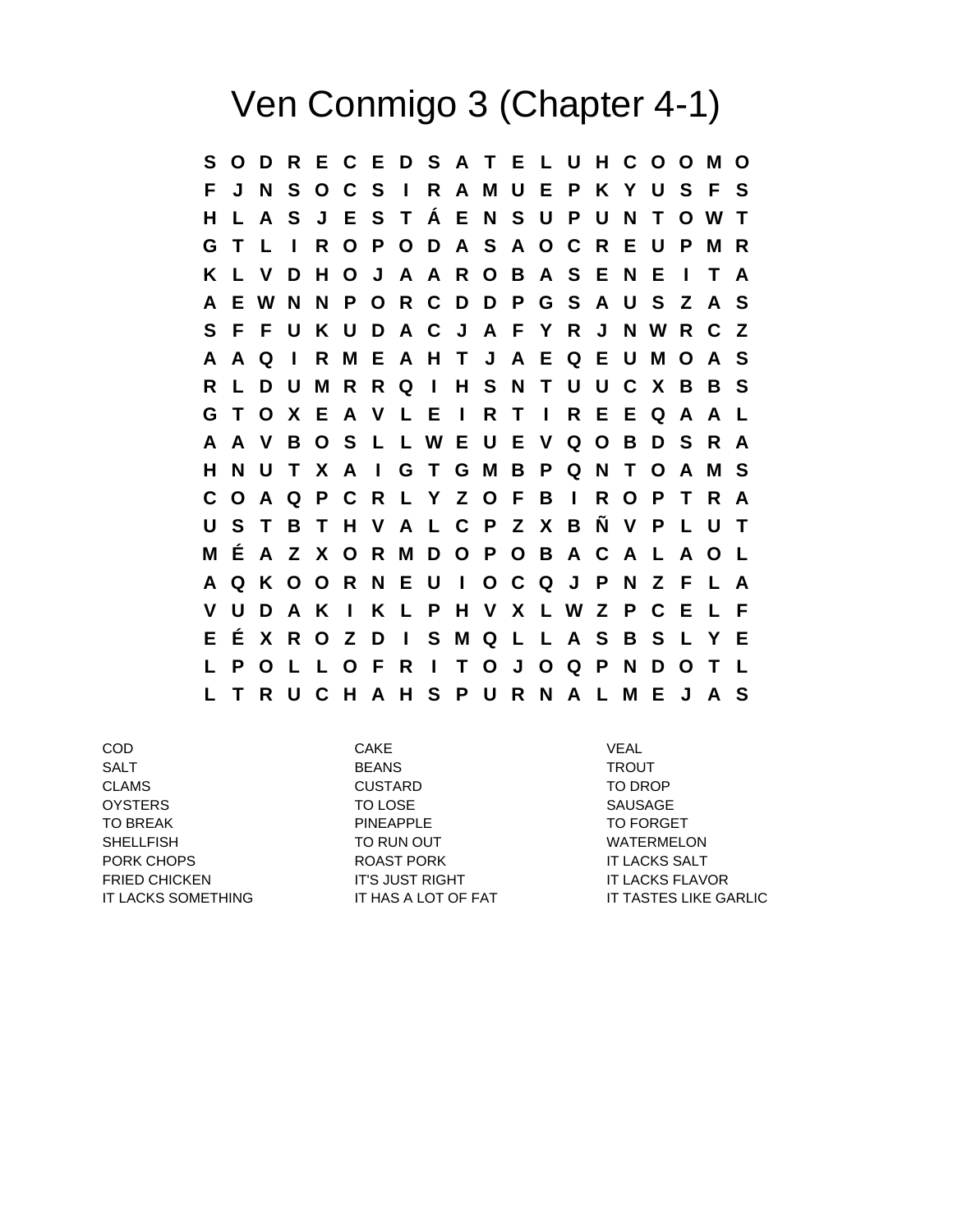# Ven Conmigo 3 (Chapter 4-1)

```
S O D R E C E D S A T E L U H C O O M O
F J N S O C S I R A M U E P K Y U S F S
H L A S J E S T Á E N S U P U N T O W T
G T L I R O P O D A S A O C R E U P M R
K L V D H O J A A R O B A S E N E I T A
A E W N N P O R C D D P G S A U S Z A S
S F F U K U D A C J A F Y R J N W R C Z
A A Q I R M E A H T J A E Q E U M O A S
R L D U M R R Q I H S N T U U C X B B S
G T O X E A V L E I R T I R E E Q A A L
A A V B O S L L W E U E V Q O B D S R A
H N U T X A I G T G M B P Q N T O A M S
C O A Q P C R L Y Z O F B I R O P T R A
U S T B T H V A L C P Z X B Ñ V P L U T
M É A Z X O R M D O P O B A C A L A O L
A Q K O O R N E U I O C Q J P N Z F L A
V U D A K I K L P H V X L W Z P C E L F
E É X R O Z D I S M Q L L A S B S L Y E
L P O L L O F R I T O J O Q P N D O T L
L T R U C H A H S P U R N A L M E J A S
```

| | | |
|---|---|---|
| COD | CAKE | VEAL |
| SALT | BEANS | TROUT |
| CLAMS | CUSTARD | TO DROP |
| OYSTERS | TO LOSE | SAUSAGE |
| TO BREAK | PINEAPPLE | TO FORGET |
| SHELLFISH | TO RUN OUT | WATERMELON |
| PORK CHOPS | ROAST PORK | IT LACKS SALT |
| FRIED CHICKEN | IT'S JUST RIGHT | IT LACKS FLAVOR |
| IT LACKS SOMETHING | IT HAS A LOT OF FAT | IT TASTES LIKE GARLIC |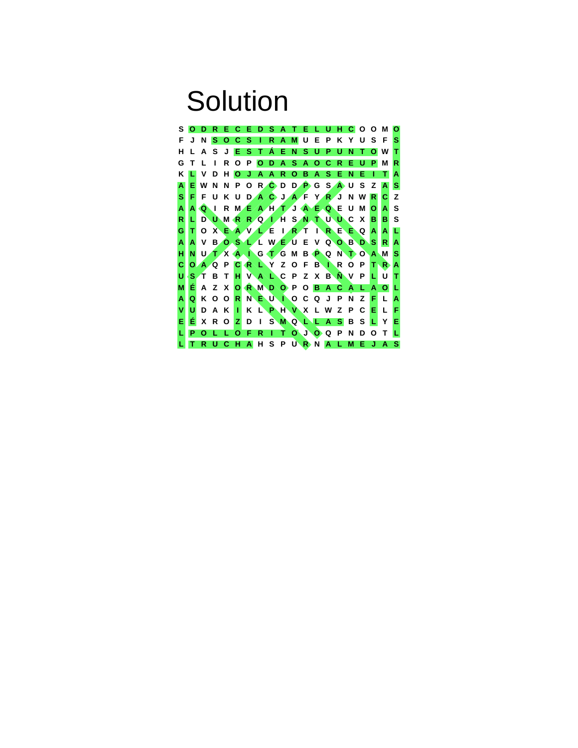# Solution

```
S O D R E C E D S A T E L U H C O O M O
F J N S O C S I R A M U E P K Y U S F S
H L A S J E S T Á E N S U P U N T O W T
G T L I R O P O D A S A O C R E U P M R
K L V D H O J A A R O B A S E N E I T A
A E W N N P O R C D D P G S A U S Z A S
S F F U K U D A C J A F Y R J N W R C Z
A A Q I R M E A H T J A E Q E U M O A S
R L D U M R R Q I H S N T U U C X B B S
G T O X E A V L E I R T I R E E Q A A L
A A V B O S L L W E U E V Q O B D S R A
H N U T X A I G T G M B P Q N T O A M S
C O A Q P C R L Y Z O F B I R O P T R A
U S T B T H V A L C P Z X B Ñ V P L U T
M É A Z X O R M D O P O B A C A L A O L
A Q K O O R N E U I O C Q J P N Z F L A
V U D A K I K L P H V X L W Z P C E L F
E É X R O Z D I S M Q L L A S B S L Y E
L P O L L O F R I T O J O Q P N D O T L
L T R U C H A H S P U R N A L M E J A S
```